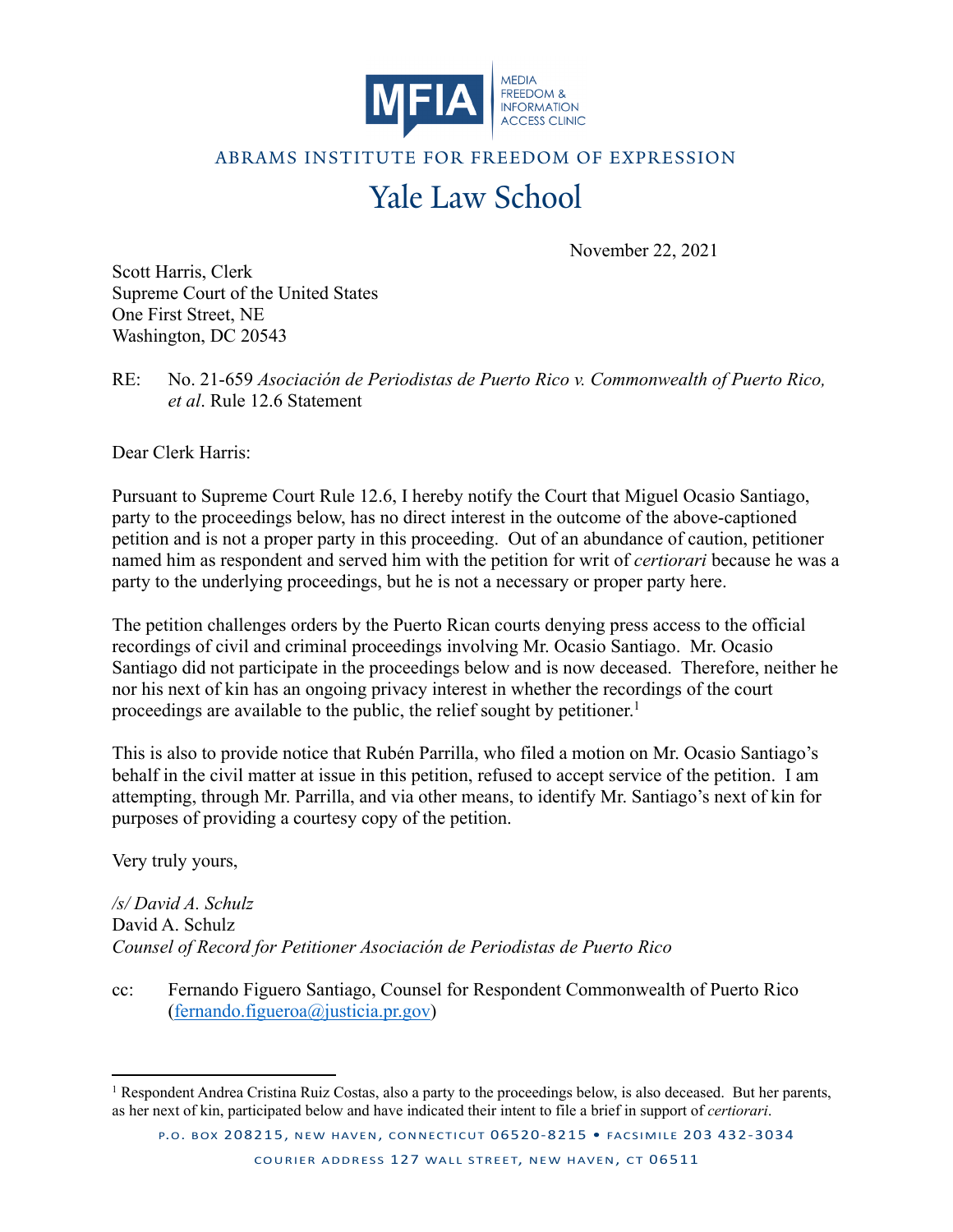MFIA — MEDIA FREEDOM & INFORMATION ACCESS CLINIC

ABRAMS INSTITUTE FOR FREEDOM OF EXPRESSION

Yale Law School

November 22, 2021

Scott Harris, Clerk
Supreme Court of the United States
One First Street, NE
Washington, DC 20543

RE: No. 21-659 *Asociación de Periodistas de Puerto Rico v. Commonwealth of Puerto Rico, et al*. Rule 12.6 Statement

Dear Clerk Harris:

Pursuant to Supreme Court Rule 12.6, I hereby notify the Court that Miguel Ocasio Santiago, party to the proceedings below, has no direct interest in the outcome of the above-captioned petition and is not a proper party in this proceeding. Out of an abundance of caution, petitioner named him as respondent and served him with the petition for writ of *certiorari* because he was a party to the underlying proceedings, but he is not a necessary or proper party here.

The petition challenges orders by the Puerto Rican courts denying press access to the official recordings of civil and criminal proceedings involving Mr. Ocasio Santiago. Mr. Ocasio Santiago did not participate in the proceedings below and is now deceased. Therefore, neither he nor his next of kin has an ongoing privacy interest in whether the recordings of the court proceedings are available to the public, the relief sought by petitioner.[1]

This is also to provide notice that Rubén Parrilla, who filed a motion on Mr. Ocasio Santiago's behalf in the civil matter at issue in this petition, refused to accept service of the petition. I am attempting, through Mr. Parrilla, and via other means, to identify Mr. Santiago's next of kin for purposes of providing a courtesy copy of the petition.

Very truly yours,

*/s/ David A. Schulz*
David A. Schulz
*Counsel of Record for Petitioner Asociación de Periodistas de Puerto Rico*

cc: Fernando Figuero Santiago, Counsel for Respondent Commonwealth of Puerto Rico (fernando.figueroa@justicia.pr.gov)

[1] Respondent Andrea Cristina Ruiz Costas, also a party to the proceedings below, is also deceased. But her parents, as her next of kin, participated below and have indicated their intent to file a brief in support of *certiorari*.

P.O. BOX 208215, NEW HAVEN, CONNECTICUT 06520-8215 • FACSIMILE 203 432-3034

COURIER ADDRESS 127 WALL STREET, NEW HAVEN, CT 06511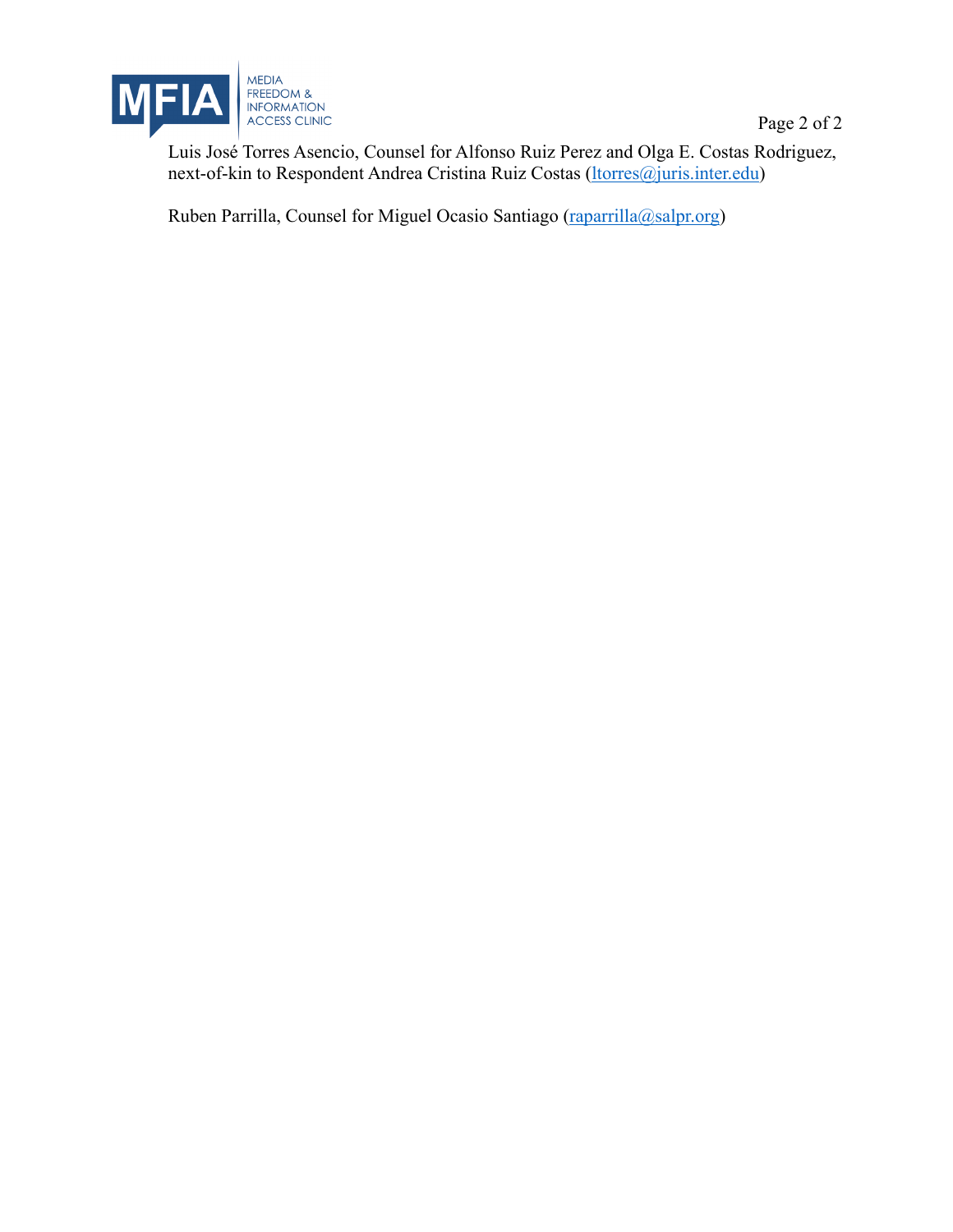Luis José Torres Asencio, Counsel for Alfonso Ruiz Perez and Olga E. Costas Rodriguez, next-of-kin to Respondent Andrea Cristina Ruiz Costas (ltorres@juris.inter.edu)

Ruben Parrilla, Counsel for Miguel Ocasio Santiago (raparrilla@salpr.org)